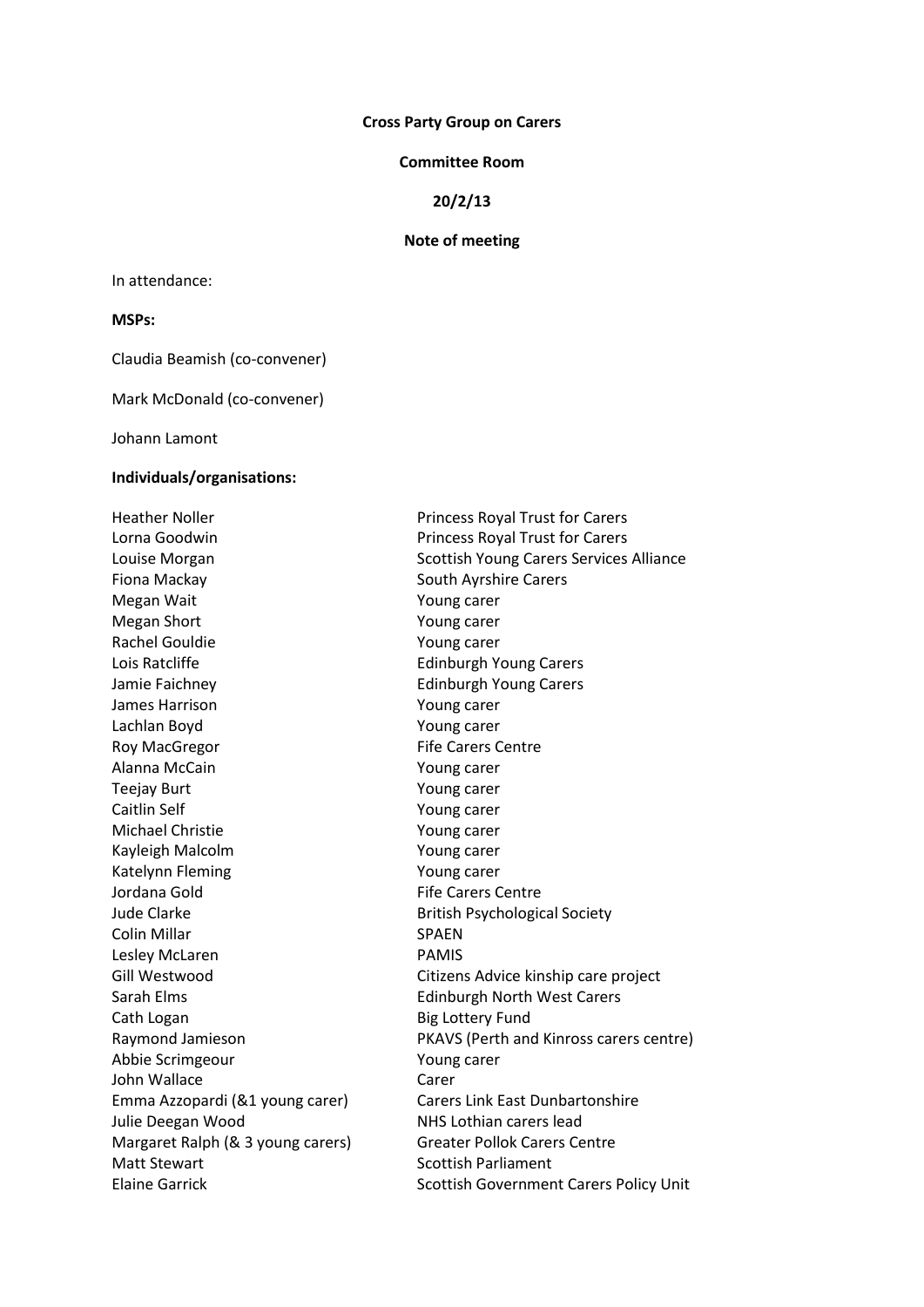**Cross Party Group on Carers**

**Committee Room**

**20/2/13**

**Note of meeting**

In attendance:

**MSPs:**

Claudia Beamish (co-convener)

Mark McDonald (co-convener)

Johann Lamont

**Individuals/organisations:**

| | |
|---|---|
| Heather Noller | Princess Royal Trust for Carers |
| Lorna Goodwin | Princess Royal Trust for Carers |
| Louise Morgan | Scottish Young Carers Services Alliance |
| Fiona Mackay | South Ayrshire Carers |
| Megan Wait | Young carer |
| Megan Short | Young carer |
| Rachel Gouldie | Young carer |
| Lois Ratcliffe | Edinburgh Young Carers |
| Jamie Faichney | Edinburgh Young Carers |
| James Harrison | Young carer |
| Lachlan Boyd | Young carer |
| Roy MacGregor | Fife Carers Centre |
| Alanna McCain | Young carer |
| Teejay Burt | Young carer |
| Caitlin Self | Young carer |
| Michael Christie | Young carer |
| Kayleigh Malcolm | Young carer |
| Katelynn Fleming | Young carer |
| Jordana Gold | Fife Carers Centre |
| Jude Clarke | British Psychological Society |
| Colin Millar | SPAEN |
| Lesley McLaren | PAMIS |
| Gill Westwood | Citizens Advice kinship care project |
| Sarah Elms | Edinburgh North West Carers |
| Cath Logan | Big Lottery Fund |
| Raymond Jamieson | PKAVS (Perth and Kinross carers centre) |
| Abbie Scrimgeour | Young carer |
| John Wallace | Carer |
| Emma Azzopardi (&1 young carer) | Carers Link East Dunbartonshire |
| Julie Deegan Wood | NHS Lothian carers lead |
| Margaret Ralph (& 3 young carers) | Greater Pollok Carers Centre |
| Matt Stewart | Scottish Parliament |
| Elaine Garrick | Scottish Government Carers Policy Unit |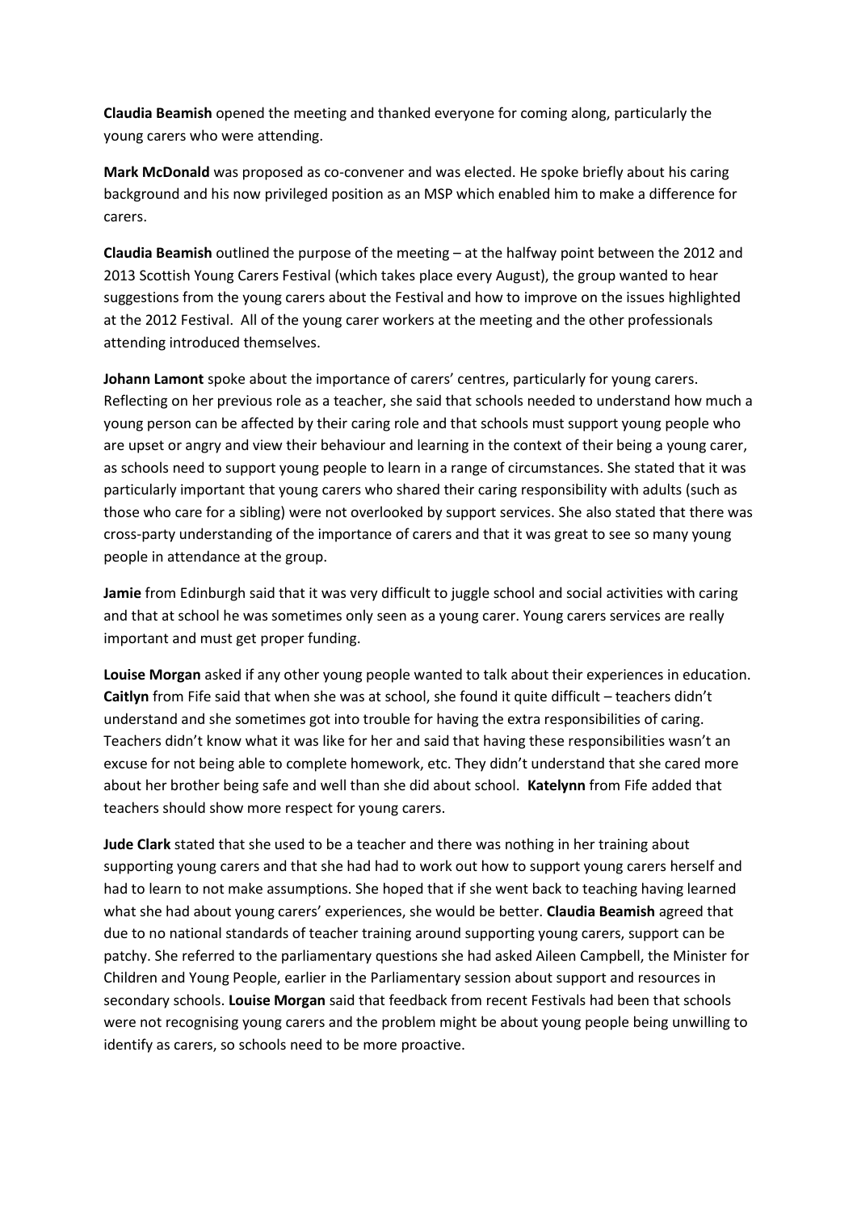**Claudia Beamish** opened the meeting and thanked everyone for coming along, particularly the young carers who were attending.

**Mark McDonald** was proposed as co-convener and was elected. He spoke briefly about his caring background and his now privileged position as an MSP which enabled him to make a difference for carers.

**Claudia Beamish** outlined the purpose of the meeting – at the halfway point between the 2012 and 2013 Scottish Young Carers Festival (which takes place every August), the group wanted to hear suggestions from the young carers about the Festival and how to improve on the issues highlighted at the 2012 Festival. All of the young carer workers at the meeting and the other professionals attending introduced themselves.

**Johann Lamont** spoke about the importance of carers' centres, particularly for young carers. Reflecting on her previous role as a teacher, she said that schools needed to understand how much a young person can be affected by their caring role and that schools must support young people who are upset or angry and view their behaviour and learning in the context of their being a young carer, as schools need to support young people to learn in a range of circumstances. She stated that it was particularly important that young carers who shared their caring responsibility with adults (such as those who care for a sibling) were not overlooked by support services. She also stated that there was cross-party understanding of the importance of carers and that it was great to see so many young people in attendance at the group.

**Jamie** from Edinburgh said that it was very difficult to juggle school and social activities with caring and that at school he was sometimes only seen as a young carer. Young carers services are really important and must get proper funding.

**Louise Morgan** asked if any other young people wanted to talk about their experiences in education. **Caitlyn** from Fife said that when she was at school, she found it quite difficult – teachers didn't understand and she sometimes got into trouble for having the extra responsibilities of caring. Teachers didn't know what it was like for her and said that having these responsibilities wasn't an excuse for not being able to complete homework, etc. They didn't understand that she cared more about her brother being safe and well than she did about school. **Katelynn** from Fife added that teachers should show more respect for young carers.

**Jude Clark** stated that she used to be a teacher and there was nothing in her training about supporting young carers and that she had had to work out how to support young carers herself and had to learn to not make assumptions. She hoped that if she went back to teaching having learned what she had about young carers' experiences, she would be better. **Claudia Beamish** agreed that due to no national standards of teacher training around supporting young carers, support can be patchy. She referred to the parliamentary questions she had asked Aileen Campbell, the Minister for Children and Young People, earlier in the Parliamentary session about support and resources in secondary schools. **Louise Morgan** said that feedback from recent Festivals had been that schools were not recognising young carers and the problem might be about young people being unwilling to identify as carers, so schools need to be more proactive.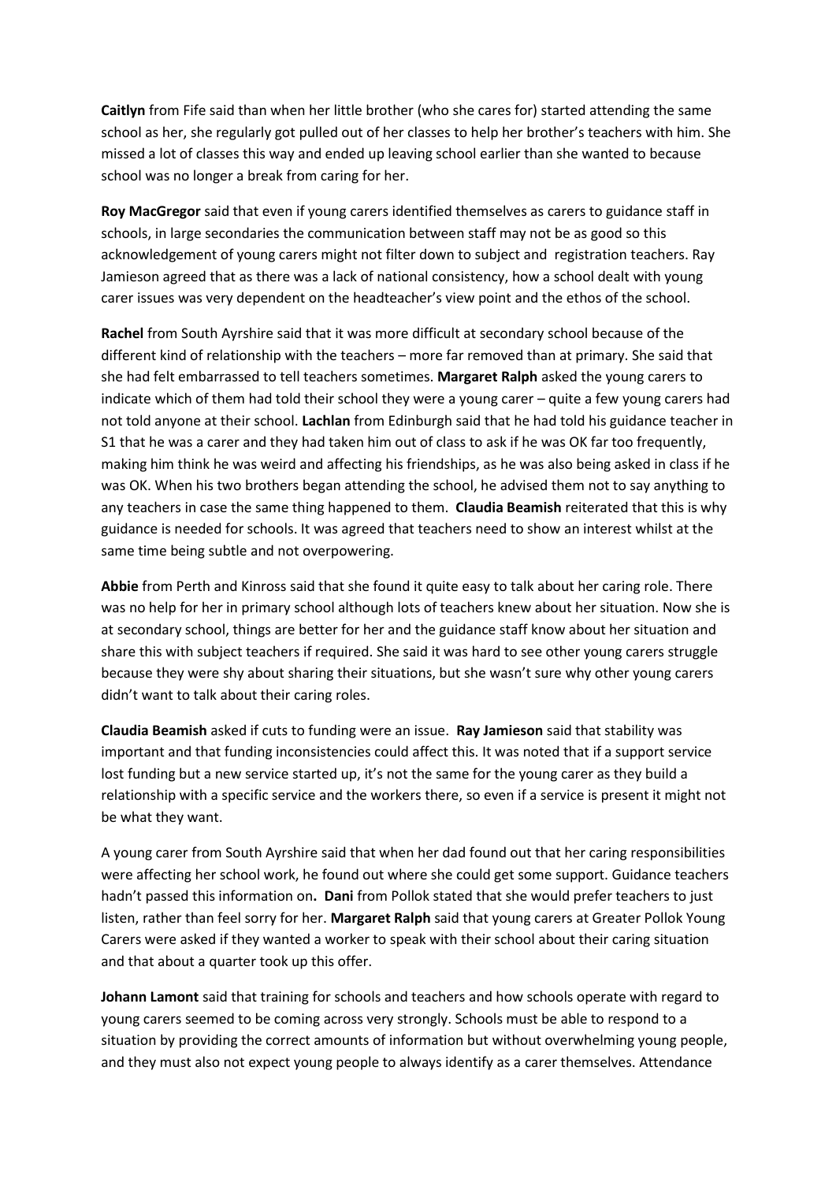**Caitlyn** from Fife said than when her little brother (who she cares for) started attending the same school as her, she regularly got pulled out of her classes to help her brother's teachers with him. She missed a lot of classes this way and ended up leaving school earlier than she wanted to because school was no longer a break from caring for her.

**Roy MacGregor** said that even if young carers identified themselves as carers to guidance staff in schools, in large secondaries the communication between staff may not be as good so this acknowledgement of young carers might not filter down to subject and registration teachers. Ray Jamieson agreed that as there was a lack of national consistency, how a school dealt with young carer issues was very dependent on the headteacher's view point and the ethos of the school.

**Rachel** from South Ayrshire said that it was more difficult at secondary school because of the different kind of relationship with the teachers – more far removed than at primary. She said that she had felt embarrassed to tell teachers sometimes. **Margaret Ralph** asked the young carers to indicate which of them had told their school they were a young carer – quite a few young carers had not told anyone at their school. **Lachlan** from Edinburgh said that he had told his guidance teacher in S1 that he was a carer and they had taken him out of class to ask if he was OK far too frequently, making him think he was weird and affecting his friendships, as he was also being asked in class if he was OK. When his two brothers began attending the school, he advised them not to say anything to any teachers in case the same thing happened to them. **Claudia Beamish** reiterated that this is why guidance is needed for schools. It was agreed that teachers need to show an interest whilst at the same time being subtle and not overpowering.

**Abbie** from Perth and Kinross said that she found it quite easy to talk about her caring role. There was no help for her in primary school although lots of teachers knew about her situation. Now she is at secondary school, things are better for her and the guidance staff know about her situation and share this with subject teachers if required. She said it was hard to see other young carers struggle because they were shy about sharing their situations, but she wasn't sure why other young carers didn't want to talk about their caring roles.

**Claudia Beamish** asked if cuts to funding were an issue. **Ray Jamieson** said that stability was important and that funding inconsistencies could affect this. It was noted that if a support service lost funding but a new service started up, it's not the same for the young carer as they build a relationship with a specific service and the workers there, so even if a service is present it might not be what they want.

A young carer from South Ayrshire said that when her dad found out that her caring responsibilities were affecting her school work, he found out where she could get some support. Guidance teachers hadn't passed this information on**. Dani** from Pollok stated that she would prefer teachers to just listen, rather than feel sorry for her. **Margaret Ralph** said that young carers at Greater Pollok Young Carers were asked if they wanted a worker to speak with their school about their caring situation and that about a quarter took up this offer.

**Johann Lamont** said that training for schools and teachers and how schools operate with regard to young carers seemed to be coming across very strongly. Schools must be able to respond to a situation by providing the correct amounts of information but without overwhelming young people, and they must also not expect young people to always identify as a carer themselves. Attendance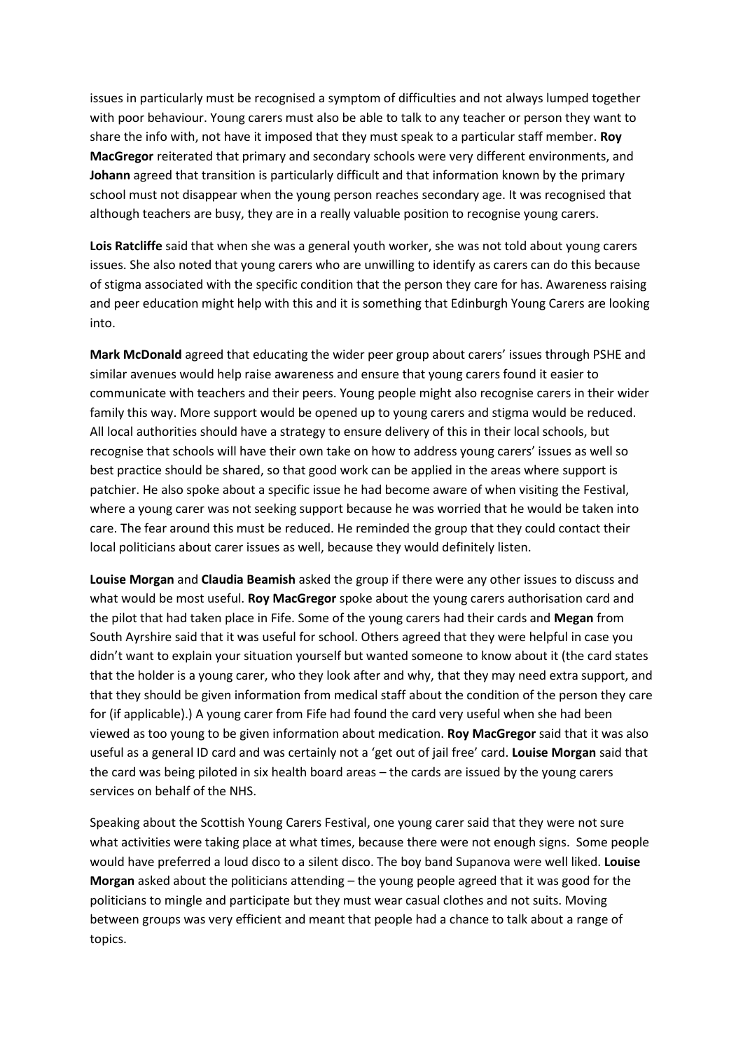issues in particularly must be recognised a symptom of difficulties and not always lumped together with poor behaviour. Young carers must also be able to talk to any teacher or person they want to share the info with, not have it imposed that they must speak to a particular staff member. **Roy MacGregor** reiterated that primary and secondary schools were very different environments, and **Johann** agreed that transition is particularly difficult and that information known by the primary school must not disappear when the young person reaches secondary age. It was recognised that although teachers are busy, they are in a really valuable position to recognise young carers.

**Lois Ratcliffe** said that when she was a general youth worker, she was not told about young carers issues. She also noted that young carers who are unwilling to identify as carers can do this because of stigma associated with the specific condition that the person they care for has. Awareness raising and peer education might help with this and it is something that Edinburgh Young Carers are looking into.

**Mark McDonald** agreed that educating the wider peer group about carers' issues through PSHE and similar avenues would help raise awareness and ensure that young carers found it easier to communicate with teachers and their peers. Young people might also recognise carers in their wider family this way. More support would be opened up to young carers and stigma would be reduced. All local authorities should have a strategy to ensure delivery of this in their local schools, but recognise that schools will have their own take on how to address young carers' issues as well so best practice should be shared, so that good work can be applied in the areas where support is patchier. He also spoke about a specific issue he had become aware of when visiting the Festival, where a young carer was not seeking support because he was worried that he would be taken into care. The fear around this must be reduced. He reminded the group that they could contact their local politicians about carer issues as well, because they would definitely listen.

**Louise Morgan** and **Claudia Beamish** asked the group if there were any other issues to discuss and what would be most useful. **Roy MacGregor** spoke about the young carers authorisation card and the pilot that had taken place in Fife. Some of the young carers had their cards and **Megan** from South Ayrshire said that it was useful for school. Others agreed that they were helpful in case you didn't want to explain your situation yourself but wanted someone to know about it (the card states that the holder is a young carer, who they look after and why, that they may need extra support, and that they should be given information from medical staff about the condition of the person they care for (if applicable).) A young carer from Fife had found the card very useful when she had been viewed as too young to be given information about medication. **Roy MacGregor** said that it was also useful as a general ID card and was certainly not a 'get out of jail free' card. **Louise Morgan** said that the card was being piloted in six health board areas – the cards are issued by the young carers services on behalf of the NHS.

Speaking about the Scottish Young Carers Festival, one young carer said that they were not sure what activities were taking place at what times, because there were not enough signs. Some people would have preferred a loud disco to a silent disco. The boy band Supanova were well liked. **Louise Morgan** asked about the politicians attending – the young people agreed that it was good for the politicians to mingle and participate but they must wear casual clothes and not suits. Moving between groups was very efficient and meant that people had a chance to talk about a range of topics.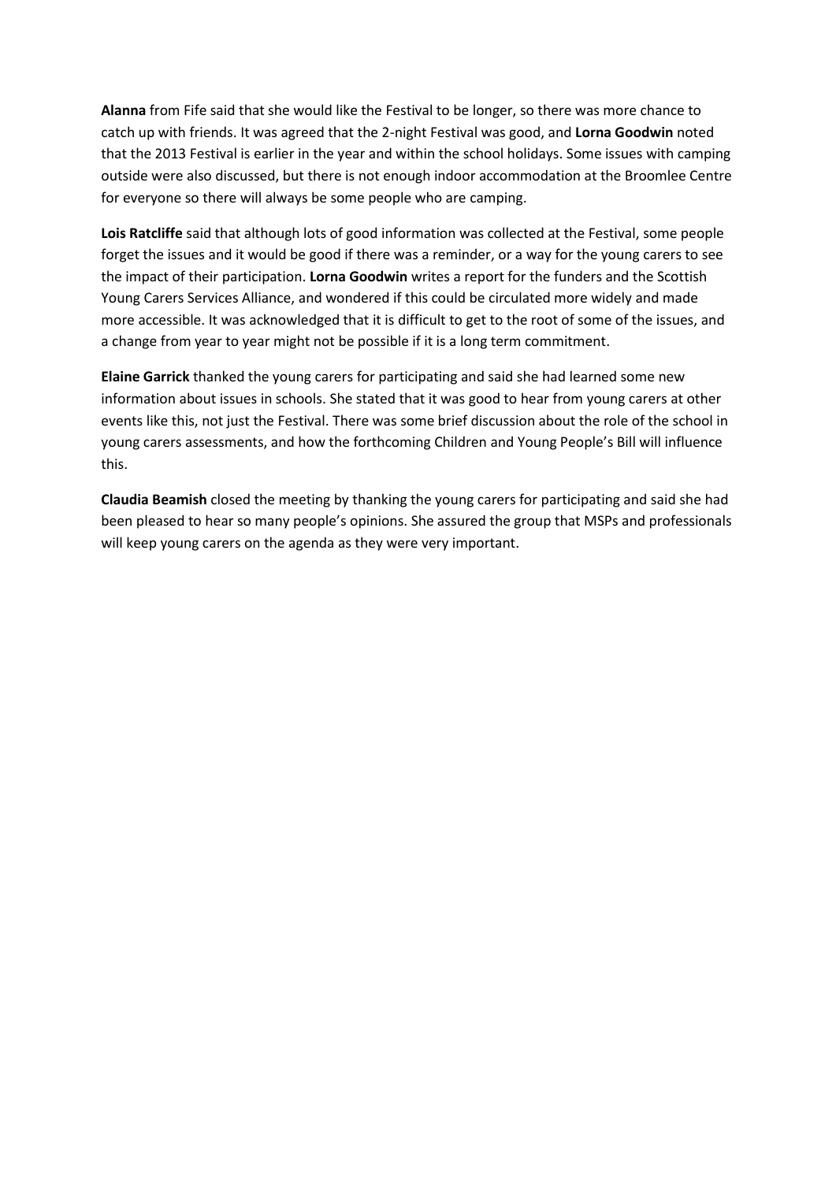**Alanna** from Fife said that she would like the Festival to be longer, so there was more chance to catch up with friends. It was agreed that the 2-night Festival was good, and **Lorna Goodwin** noted that the 2013 Festival is earlier in the year and within the school holidays. Some issues with camping outside were also discussed, but there is not enough indoor accommodation at the Broomlee Centre for everyone so there will always be some people who are camping.

**Lois Ratcliffe** said that although lots of good information was collected at the Festival, some people forget the issues and it would be good if there was a reminder, or a way for the young carers to see the impact of their participation. **Lorna Goodwin** writes a report for the funders and the Scottish Young Carers Services Alliance, and wondered if this could be circulated more widely and made more accessible. It was acknowledged that it is difficult to get to the root of some of the issues, and a change from year to year might not be possible if it is a long term commitment.

**Elaine Garrick** thanked the young carers for participating and said she had learned some new information about issues in schools. She stated that it was good to hear from young carers at other events like this, not just the Festival. There was some brief discussion about the role of the school in young carers assessments, and how the forthcoming Children and Young People's Bill will influence this.

**Claudia Beamish** closed the meeting by thanking the young carers for participating and said she had been pleased to hear so many people's opinions. She assured the group that MSPs and professionals will keep young carers on the agenda as they were very important.